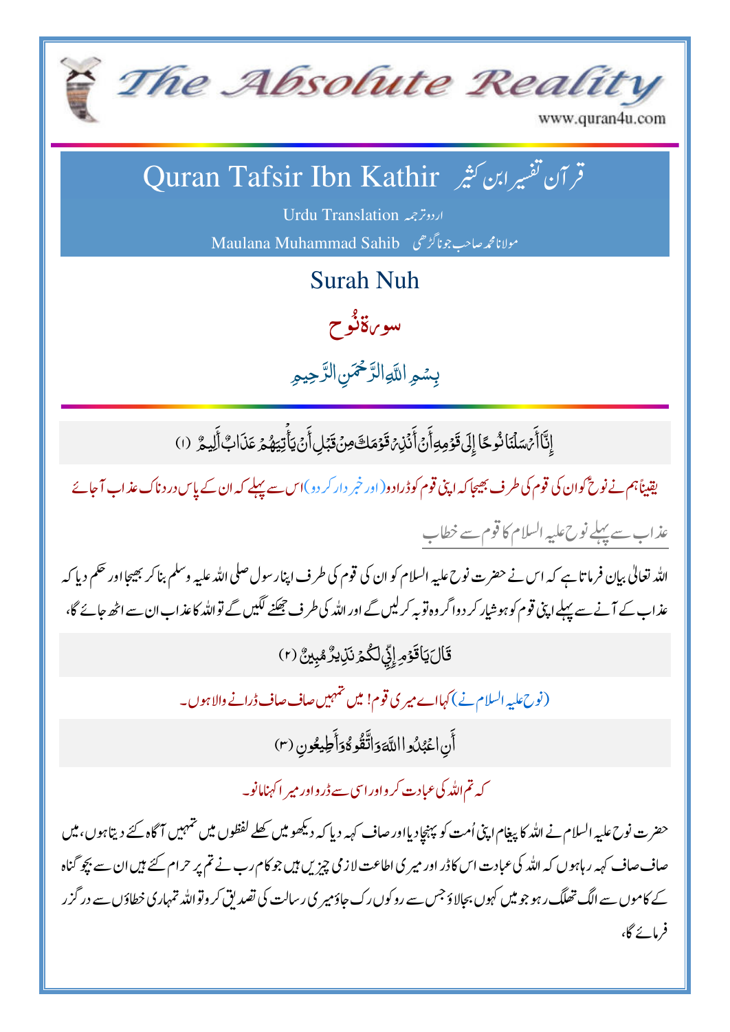# The Absolute Reality

www.quran4u.com

## Quran Tafsir Ibn Kathir قرآن تفسیر ابن کثیر

Urdu Translation اردو ترجمہ

Maulana Muhammad Sahib مولانا محمد صاحب جوناگڑھی

## Surah Nuh

## سورۃ نُوح

بِسۡمِ اللّٰہِ الرَّحۡمٰنِ الرَّحِیۡمِ

إِنَّآ أَرۡسَلۡنَا نُوحًا إِلَىٰ قَوۡمِهِۦٓ أَنۡ أَنذِرۡ قَوۡمَكَ مِن قَبۡلِ أَن يَأۡتِيَهُمۡ عَذَابٌ أَلِيمٌ (۱)

یقیناً ہم نے نوحؑ کو ان کی قوم کی طرف بھیجا کہ اپنی قوم کو ڈرا دو (اور خبر دار کر دو) اس سے پہلے کہ ان کے پاس دردناک عذاب آ جائے

### عذاب سے پہلے نوح علیہ السلام کا قوم سے خطاب

اللہ تعالیٰ بیان فرماتا ہے کہ اس نے حضرت نوح علیہ السلام کو ان کی قوم کی طرف اپنا رسول صلی اللہ علیہ وسلم بنا کر بھیجا اور حکم دیا کہ عذاب کے آنے سے پہلے اپنی قوم کو ہوشیار کر دو اگر وہ توبہ کر لیں گے اور اللہ کی طرف جھکنے لگیں گے تو اللہ کا عذاب ان سے اٹھ جائے گا،

قَالَ يَٰقَوۡمِ إِنِّي لَكُمۡ نَذِيرٌ مُّبِينٌ (۲)

(نوح علیہ السلام نے) کہا اے میری قوم! میں تمہیں صاف صاف ڈرانے والا ہوں۔

أَنِ ٱعۡبُدُواْ ٱللَّهَ وَٱتَّقُوهُ وَأَطِيعُونِ (۳)

کہ تم اللہ کی عبادت کرو اور اسی سے ڈرو اور میرا کہنا مانو۔

حضرت نوح علیہ السلام نے اللہ کا پیغام اپنی اُمت کو پہنچا دیا اور صاف کہہ دیا کہ دیکھو میں کھلے لفظوں میں تمہیں آگاہ کئے دیتا ہوں، میں صاف صاف کہہ رہا ہوں کہ اللہ کی عبادت اس کا ڈر اور میری اطاعت لازمی چیزیں ہیں جو کام رب نے تم پر حرام کئے ہیں ان سے بچو گناہ کے کاموں سے الگ تھلگ رہو جو میں کہوں بجالاؤ جس سے روکوں رک جاؤ میری رسالت کی تصدیق کرو تو اللہ تمہاری خطاؤں سے درگزر فرمائے گا،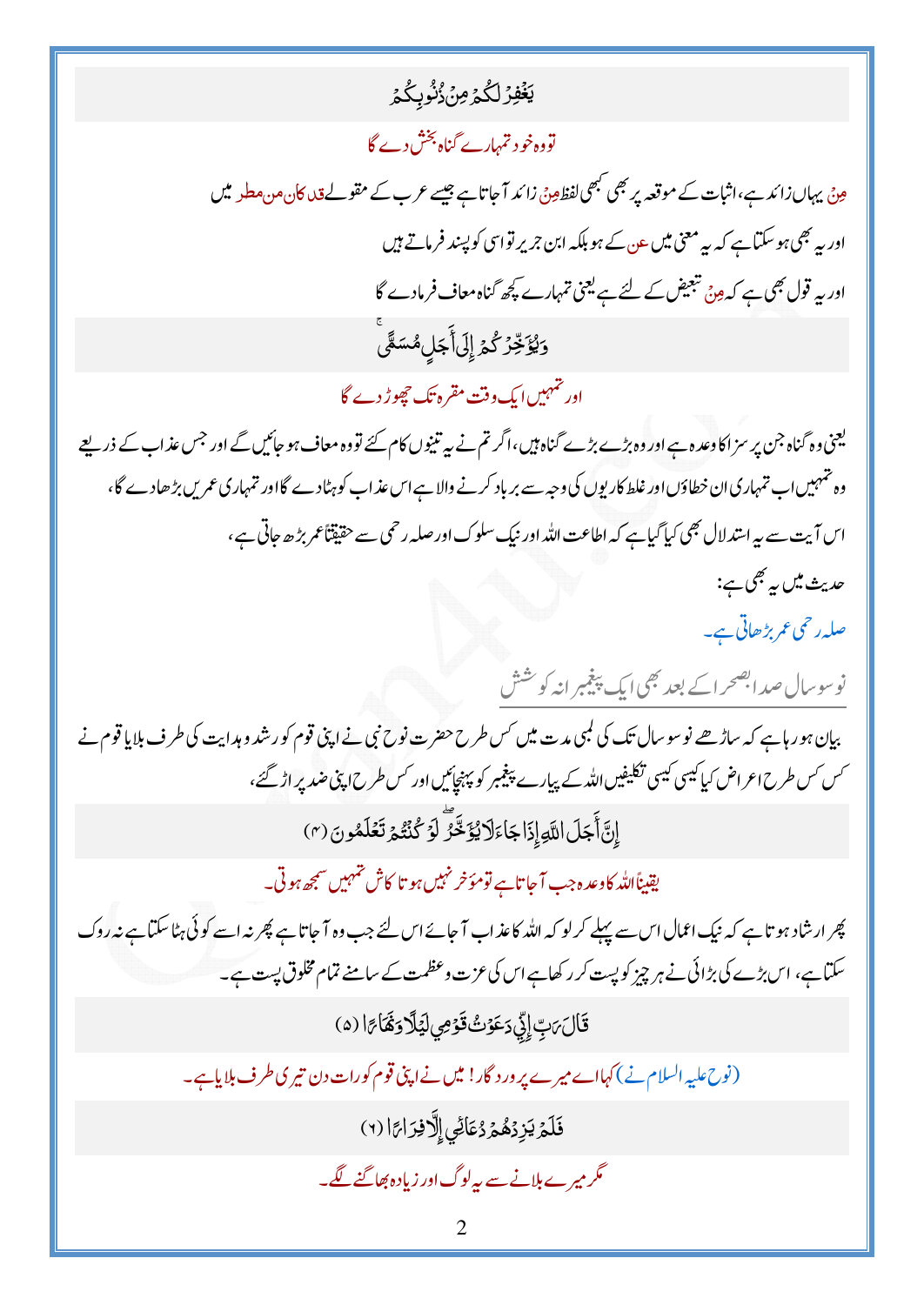يَغْفِرْ لَكُمْ مِنْ ذُنُوبِكُمْ

تو وہ خود تمہارے گناہ بخش دے گا

مِنْ یہاں زائد ہے، اثبات کے موقعہ پر بھی کبھی لفظ مِنْ زائد آ جاتا ہے جیسے عرب کے مقولے قد کان من مطر میں

اور یہ بھی ہو سکتا ہے کہ یہ معنی میں عن کے ہو بلکہ ابن جریر تو اسی کو پسند فرماتے ہیں

اور یہ قول بھی ہے کہ مِنْ تبعیض کے لئے ہے یعنی تمہارے کچھ گناہ معاف فرما دے گا

وَيُؤَخِّرْكُمْ إِلَى أَجَلٍ مُسَمًّى ۚ

اور تمہیں ایک وقت مقررہ تک چھوڑ دے گا

یعنی وہ گناہ جن پر سزا کا وعدہ ہے اور وہ بڑے بڑے گناہ ہیں، اگر تم نے یہ تینوں کام کئے تو وہ معاف ہو جائیں گے اور جس عذاب کے ذریعے وہ تمہیں اب تمہاری ان خطاؤں اور غلط کاریوں کی وجہ سے برباد کرنے والا ہے اس عذاب کو ہٹا دے گا اور تمہاری عمریں بڑھا دے گا،

اس آیت سے یہ استدلال بھی کیا گیا ہے کہ اطاعت اللہ اور نیک سلوک اور صلہ رحمی سے حقیقتاً عمر بڑھ جاتی ہے،

حدیث میں یہ بھی ہے:

صلہ رحمی عمر بڑھاتی ہے۔

## نو سو سال صدا بصحرا کے بعد بھی ایک پیغمبرانہ کوشش

بیان ہو رہا ہے کہ ساڑھے نو سو سال تک کی لمبی مدت میں کس طرح حضرت نوح نبی نے اپنی قوم کو رشد و ہدایت کی طرف بلایا قوم نے کس کس طرح اعراض کیا کیسی کیسی تکلیفیں اللہ کے پیارے پیغمبر کو پہنچائیں اور کس طرح اپنی ضد پر اڑ گئے،

إِنَّ أَجَلَ اللَّهِ إِذَا جَاءَ لَا يُؤَخَّرُ ۖ لَوْ كُنْتُمْ تَعْلَمُونَ (۴)

یقیناً اللہ کا وعدہ جب آ جاتا ہے تو مؤخر نہیں ہوتا کاش تمہیں سمجھ ہوتی۔

پھر ارشاد ہوتا ہے کہ نیک اعمال اس سے پہلے کر لو کہ اللہ کا عذاب آ جائے اس لئے جب وہ آ جاتا ہے پھر نہ اسے کوئی ہٹا سکتا ہے نہ روک سکتا ہے، اس بڑے کی بڑائی نے ہر چیز کو پست کر رکھا ہے اس کی عزت و عظمت کے سامنے تمام مخلوق پست ہے۔

قَالَ رَبِّ إِنِّي دَعَوْتُ قَوْمِي لَيْلًا وَنَهَارًا (۵)

(نوح علیہ السلام نے) کہا اے میرے پروردگار! میں نے اپنی قوم کو رات دن تیری طرف بلایا ہے۔

فَلَمْ يَزِدْهُمْ دُعَائِي إِلَّا فِرَارًا (۶)

مگر میرے بلانے سے یہ لوگ اور زیادہ بھاگنے لگے۔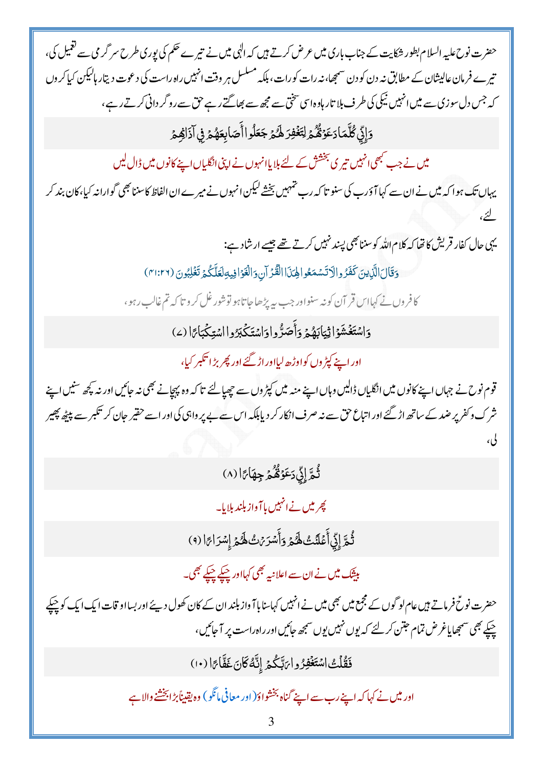حضرت نوح علیہ السلام بطور شکایت کے جناب باری میں عرض کرتے ہیں کہ الٰہی میں نے تیرے حکم کی پوری طرح سرگرمی سے تعمیل کی، تیرے فرمان عالیشان کے مطابق نہ دن کو دن سمجھا، نہ رات کو رات، بلکہ مسلسل ہر وقت انہیں راہ راست کی دعوت دیتا رہا لیکن کیا کروں کہ جس دل سوزی سے میں انہیں نیکی کی طرف بلاتا رہا وہ اسی سختی سے مجھ سے بھاگتے رہے حق سے روگردانی کرتے رہے،

وَإِنِّي كُلَّمَا دَعَوْتُهُمْ لِتَغْفِرَ لَهُمْ جَعَلُوا أَصَابِعَهُمْ فِي آذَانِهِمْ

میں نے جب کبھی انہیں تیری بخشش کے لئے بلایا انہوں نے اپنی انگلیاں اپنے کانوں میں ڈال لیں

یہاں تک ہوا کہ میں نے ان سے کہا آؤ رب کی سنو تاکہ رب تمہیں بخشے لیکن انہوں نے میرے ان الفاظ کا سننا بھی گوارا نہ کیا، کان بند کر لئے،

یہی حال کفار قریش کا تھا کہ کلام اللہ کو سننا بھی پسند نہیں کرتے تھے جیسے ارشاد ہے:

وَقَالَ الَّذِينَ كَفَرُوا لَا تَسْمَعُوا لِهَذَا الْقُرْآنِ وَالْغَوْا فِيهِ لَعَلَّكُمْ تَغْلِبُونَ (۴۱:۲۶)

کافروں نے کہا اس قرآن کو نہ سنو اور جب یہ پڑھا جاتا ہو تو شور غل کرو تاکہ تم غالب رہو،

وَاسْتَغْشَوْا ثِيَابَهُمْ وَأَصَرُّوا وَاسْتَكْبَرُوا اسْتِكْبَارًا (۷)

اور اپنے کپڑوں کو اوڑھ لیا اور اڑ گئے اور بہت بڑا تکبر کیا،

قوم نوح نے جہاں اپنے کانوں میں انگلیاں ڈالیں وہاں اپنے منہ میں کپڑوں سے چھپا لئے تاکہ وہ پہچانے بھی نہ جائیں اور نہ کچھ سنیں اپنے شرک و کفر پر ضد کے ساتھ اڑ گئے اور اتباع حق سے نہ صرف انکار کر دیا بلکہ اس سے بے پرواہی کی اور اسے حقیر جان کر تکبر سے پیٹھ پھیر لی،

ثُمَّ إِنِّي دَعَوْتُهُمْ جِهَارًا (۸)

پھر میں نے انہیں با آواز بلند بلایا۔

ثُمَّ إِنِّي أَعْلَنْتُ لَهُمْ وَأَسْرَرْتُ لَهُمْ إِسْرَارًا (۹)

بیشک میں نے ان سے اعلانیہ بھی کہا اور چپکے چپکے بھی۔

حضرت نوحؑ فرماتے ہیں عام لوگوں کے مجمع میں بھی میں نے انہیں کہا سنا با آواز بلند ان کے کان کھول دیئے اور بسا اوقات ایک ایک کو چپکے چپکے بھی سمجھایا غرض تمام جتن کر لئے کہ یوں نہیں یوں سمجھ جائیں اور راہ راست پر آ جائیں،

فَقُلْتُ اسْتَغْفِرُوا رَبَّكُمْ إِنَّهُ كَانَ غَفَّارًا (۱۰)

اور میں نے کہا کہ اپنے رب سے اپنے گناہ بخشواؤ (اور معافی مانگو) وہ یقیناً بڑا بخشنے والا ہے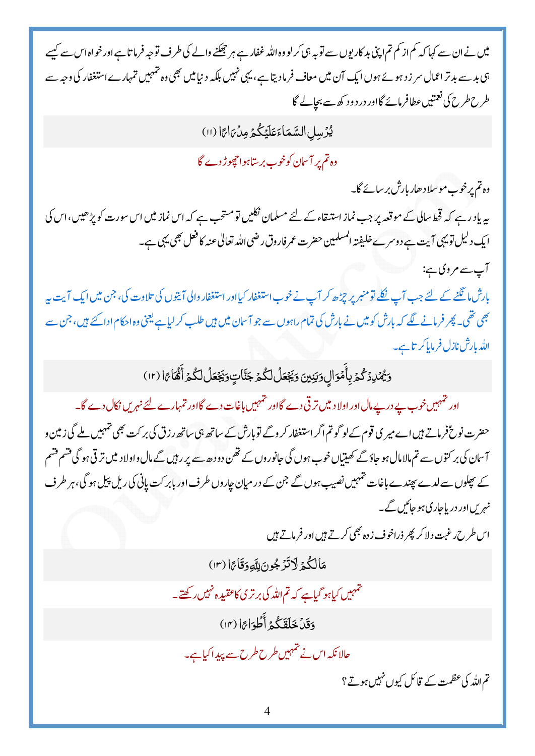میں نے ان سے کہا کہ کم از کم تم اپنی بدکاریوں سے توبہ ہی کر لو وہ اللہ غفار ہے ہر جھکنے والے کی طرف توجہ فرماتا ہے اور خواہ اس سے کیسے ہی بد سے بدتر اعمال سرزد ہوئے ہوں ایک آن میں معاف فرما دیتا ہے، یہی نہیں بلکہ دنیا میں بھی وہ تمہیں تمہارے استغفار کی وجہ سے طرح طرح کی نعمتیں عطا فرمائے گا اور درد دکھ سے بچالے گا

يُرْسِلِ السَّمَاءَ عَلَيْكُمْ مِدْرَارًا (١١)

وہ تم پر آسمان کو خوب برستا ہوا چھوڑ دے گا

وہ تم پر خوب موسلا دھار بارش برسائے گا۔

یہ یاد رہے کہ قحط سالی کے موقعہ پر جب نماز استسقاء کے لئے مسلمان نکلیں تو مستحب ہے کہ اس نماز میں اس سورت کو پڑھیں، اس کی ایک دلیل تو یہی آیت ہے دوسرے خلیفتہ المسلمین حضرت عمر فاروق رضی اللہ تعالیٰ عنہ کا فعل بھی یہی ہے۔

آپ سے مروی ہے:

بارش مانگنے کے لئے جب آپ نکلے تو منبر پر چڑھ کر آپ نے خوب استغفار کیا اور استغفار والی آیتوں کی تلاوت کی، جن میں ایک آیت یہ بھی تھی۔ پھر فرمانے لگے کہ بارش کو میں نے بارش کی تمام راہوں سے جو آسمان میں ہیں طلب کر لیا ہے یعنی وہ احکام ادا کئے ہیں، جن سے اللہ بارش نازل فرمایا کرتا ہے۔

وَيُمْدِدْكُمْ بِأَمْوَالٍ وَبَنِينَ وَيَجْعَلْ لَكُمْ جَنَّاتٍ وَيَجْعَلْ لَكُمْ أَنْهَارًا (١٢)

اور تمہیں خوب پے در پے مال اور اولاد میں ترقی دے گا اور تمہیں باغات دے گا اور تمہارے لئے نہریں نکال دے گا۔

حضرت نوحؑ فرماتے ہیں اے میری قوم کے لوگو تم اگر استغفار کرو گے تو بارش کے ساتھ ہی ساتھ رزق کی برکت بھی تمہیں ملے گی زمین و آسمان کی برکتوں سے تم مالا مال ہو جاؤ گے کھیتیاں خوب ہوں گی جانوروں کے تھن دودھ سے پر رہیں گے مال و اولاد میں ترقی ہو گی قسم قسم کے پھلوں سے لدے پھندے باغات تمہیں نصیب ہوں گے جن کے درمیان چاروں طرف اور بابرکت پانی کی ریل پیل ہو گی، ہر طرف نہریں اور دریا جاری ہو جائیں گے۔

اس طرح رغبت دلا کر پھر ذرا خوف زدہ بھی کرتے ہیں اور فرماتے ہیں

مَا لَكُمْ لَا تَرْجُونَ لِلَّهِ وَقَارًا (١٣)

تمہیں کیا ہو گیا ہے کہ تم اللہ کی برتری کا عقیدہ نہیں رکھتے۔

وَقَدْ خَلَقَكُمْ أَطْوَارًا (١٤)

حالانکہ اس نے تمہیں طرح طرح سے پیدا کیا ہے۔

تم اللہ کی عظمت کے قائل کیوں نہیں ہوتے؟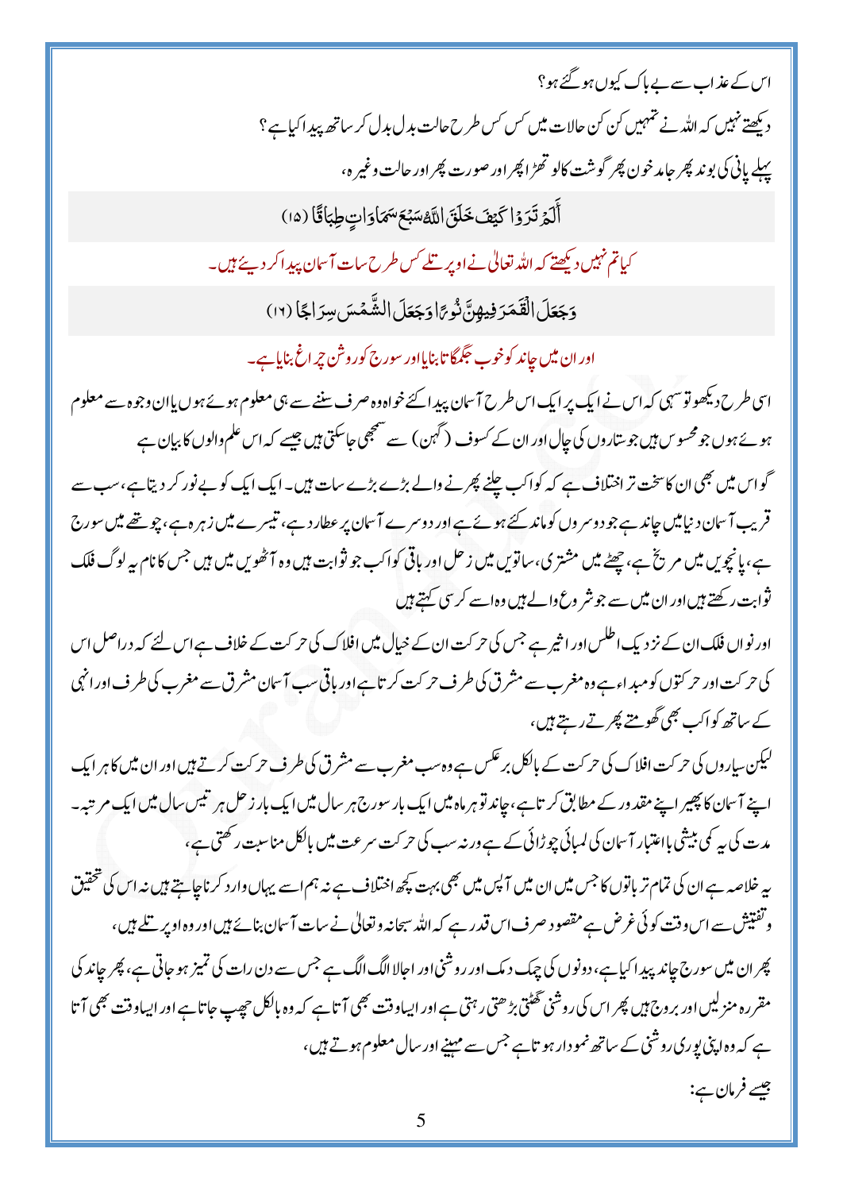اس کے عذاب سے بے باک کیوں ہو گئے ہو؟

دیکھتے نہیں کہ اللہ نے تمہیں کن کن حالات میں کس کس طرح حالت بدل بدل کر ساتھ پیدا کیا ہے؟

پہلے پانی کی بوند پھر جامد خون پھر گوشت کا لو تھڑا پھر اور صورت پھر اور حالت وغیرہ،

أَلَمْ تَرَوْا كَيْفَ خَلَقَ اللَّهُ سَبْعَ سَمَاوَاتٍ طِبَاقًا (۱۵)

کیا تم نہیں دیکھتے کہ اللہ تعالیٰ نے اوپر تلے کس طرح سات آسمان پیدا کر دیئے ہیں۔

وَجَعَلَ الْقَمَرَ فِيهِنَّ نُورًا وَجَعَلَ الشَّمْسَ سِرَاجًا (۱۶)

اور ان میں چاند کو خوب جگمگاتا بنایا اور سورج کو روشن چراغ بنایا ہے۔

اسی طرح دیکھو تو سہی کہ اس نے ایک پر ایک اس طرح آسمان پیدا کئے خواہ وہ صرف سننے سے ہی معلوم ہوئے ہوں یا ان وجوہ سے معلوم ہوئے ہوں جو محسوس ہیں جو ستاروں کی چال اور ان کے کسوف (گہن) سے سمجھی جا سکتی ہیں جیسے کہ اس علم والوں کا بیان ہے

گو اس میں بھی ان کا سخت تر اختلاف ہے کہ کواکب چلنے پھرنے والے بڑے بڑے سات ہیں۔ ایک ایک کو بے نور کر دیتا ہے، سب سے قریب آسمان دنیا میں چاند ہے جو دوسروں کو ماند کئے ہوئے ہے اور دوسرے آسمان پر عطارد ہے، تیسرے میں زہرہ ہے، چوتھے میں سورج ہے، پانچویں میں مریخ ہے، چھٹے میں مشتری، ساتویں میں زحل اور باقی کواکب جو ثوابت ہیں وہ آٹھویں میں ہیں جس کا نام یہ لوگ فلک ثوابت رکھتے ہیں اور ان میں سے جو شرع والے ہیں وہ اسے کرسی کہتے ہیں

اور نواں فلک ان کے نزدیک اطلس اور اثیر ہے جس کی حرکت ان کے خیال میں افلاک کی حرکت کے خلاف ہے اس لئے کہ دراصل اس کی حرکت اور حرکتوں کو مبداء ہے وہ مغرب سے مشرق کی طرف حرکت کرتا ہے اور باقی سب آسمان مشرق سے مغرب کی طرف اور انہی کے ساتھ کواکب بھی گھومتے پھرتے رہتے ہیں،

لیکن سیاروں کی حرکت افلاک کی حرکت کے بالکل برعکس ہے وہ سب مغرب سے مشرق کی طرف حرکت کرتے ہیں اور ان میں کا ہر ایک اپنے آسمان کا پھیر اپنے مقدور کے مطابق کرتا ہے، چاند تو ہر ماہ میں ایک بار سورج ہر سال میں ایک بار زحل ہر تیس سال میں ایک مرتبہ۔ مدت کی یہ کمی بیشی باعتبار آسمان کی لمبائی چوڑائی کے ہے ورنہ سب کی حرکت سرعت میں بالکل مناسبت رکھتی ہے،

یہ خلاصہ ہے ان کی تمام تر باتوں کا جس میں ان میں آپس میں بھی بہت کچھ اختلاف ہے نہ ہم اسے یہاں وارد کرنا چاہتے ہیں نہ اس کی تحقیق و تفتیش سے اس وقت کوئی غرض ہے مقصود صرف اس قدر ہے کہ اللہ سبحانہ و تعالیٰ نے سات آسمان بنائے ہیں اور وہ اوپر تلے ہیں،

پھر ان میں سورج چاند پیدا کیا ہے، دونوں کی چمک دمک اور روشنی اور اجالا الگ الگ ہے جس سے دن رات کی تمیز ہو جاتی ہے، پھر چاند کی مقررہ منزلیں اور بروج ہیں پھر اس کی روشنی گھٹتی بڑھتی رہتی ہے اور ایسا وقت بھی آتا ہے کہ وہ بالکل چھپ جاتا ہے اور ایسا وقت بھی آتا ہے کہ وہ اپنی پوری روشنی کے ساتھ نمودار ہوتا ہے جس سے مہینے اور سال معلوم ہوتے ہیں،

جیسے فرمان ہے: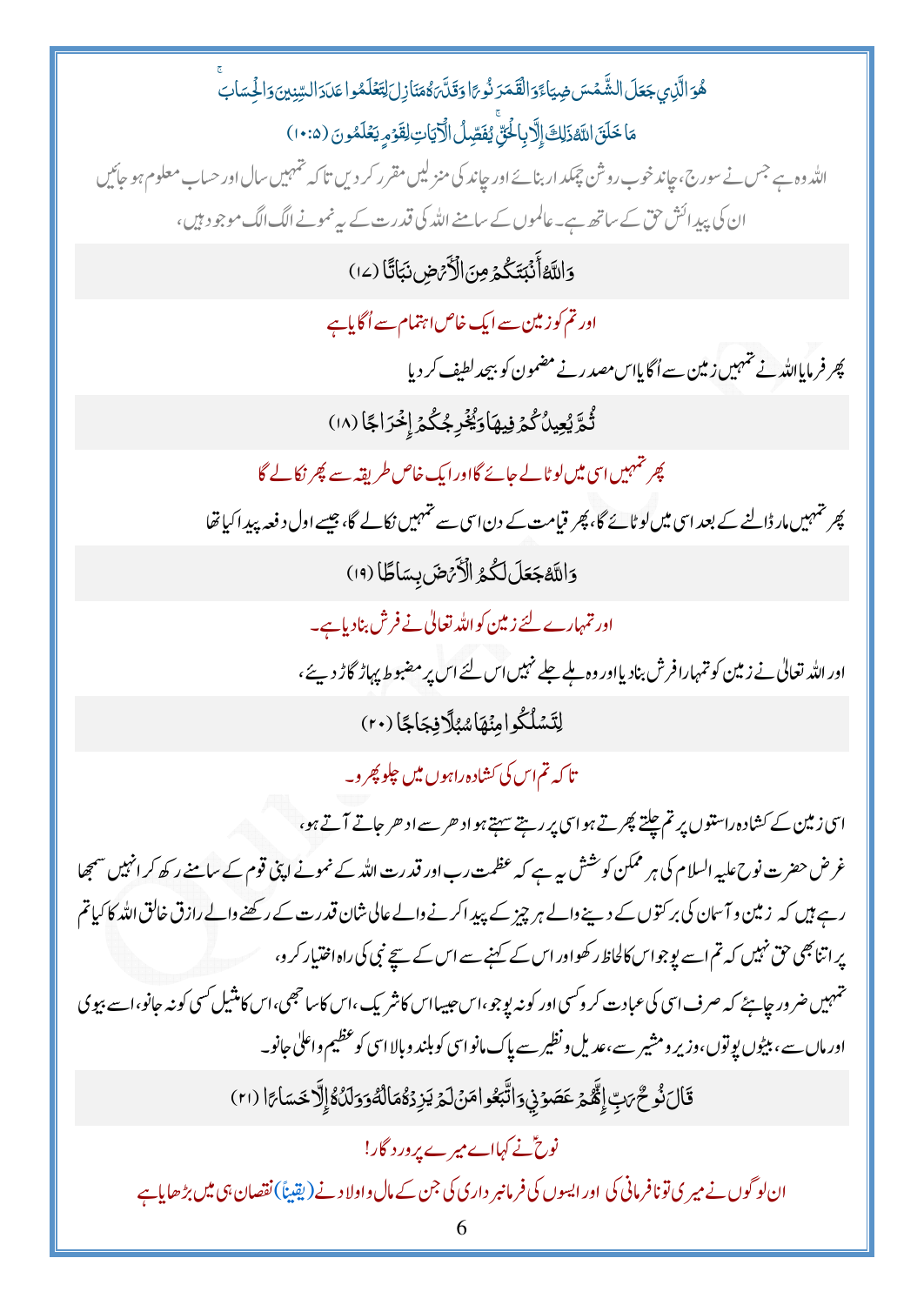هُوَ الَّذِي جَعَلَ الشَّمْسَ ضِيَاءً وَالْقَمَرَ نُورًا وَقَدَّرَهُ مَنَازِلَ لِتَعْلَمُوا عَدَدَ السِّنِينَ وَالْحِسَابَ ۚ مَا خَلَقَ اللَّهُ ذَٰلِكَ إِلَّا بِالْحَقِّ ۚ يُفَصِّلُ الْآيَاتِ لِقَوْمٍ يَعْلَمُونَ (۱۰:۵)

اللہ وہ ہے جس نے سورج، چاند خوب روشن چمکدار بنائے اور چاند کی منزلیں مقرر کر دیں تا کہ تمہیں سال اور حساب معلوم ہو جائیں ان کی پیدائش حق کے ساتھ ہے۔ عالموں کے سامنے اللہ کی قدرت کے یہ نمونے الگ الگ موجود ہیں،

وَاللَّهُ أَنبَتَكُم مِّنَ الْأَرْضِ نَبَاتًا (۱۷)

اور تم کو زمین سے ایک خاص اہتمام سے اُگایا ہے

پھر فرمایا اللہ نے تمہیں زمین سے اُگایا اس مصدر نے مضمون کو بیحد لطیف کر دیا

ثُمَّ يُعِيدُكُمْ فِيهَا وَيُخْرِجُكُمْ إِخْرَاجًا (۱۸)

پھر تمہیں اسی میں لوٹا لے جائے گا اور ایک خاص طریقہ سے پھر نکالے گا

پھر تمہیں مار ڈالنے کے بعد اسی میں لوٹائے گا، پھر قیامت کے دن اسی سے تمہیں نکالے گا، جیسے اول دفعہ پیدا کیا تھا

وَاللَّهُ جَعَلَ لَكُمُ الْأَرْضَ بِسَاطًا (۱۹)

اور تمہارے لئے زمین کو اللہ تعالیٰ نے فرش بنا دیا ہے۔

اور اللہ تعالیٰ نے زمین کو تمہارا فرش بنا دیا اور وہ ہلے جلے نہیں اس لئے اس پر مضبوط پہاڑ گاڑ دیئے،

لِّتَسْلُكُوا مِنْهَا سُبُلًا فِجَاجًا (۲۰)

تا کہ تم اس کی کشادہ راہوں میں چلو پھرو۔

اسی زمین کے کشادہ راستوں پر تم چلتے پھرتے ہو اسی پر رہتے سہتے ہو ادھر سے ادھر جاتے آتے ہو،

غرض حضرت نوح علیہ السلام کی ہر ممکن کوشش یہ ہے کہ عظمت رب اور قدرت اللہ کے نمونے اپنی قوم کے سامنے رکھ کر انہیں سمجھا رہے ہیں کہ زمین و آسمان کی برکتوں کے دینے والے ہر چیز کے پیدا کرنے والے عالی شان قدرت کے رکھنے والے رازق خالق اللہ کا کیا تم پر اتنا بھی حق نہیں کہ تم اسے پوجو اس کا لحاظ رکھو اور اس کے کہنے سے اس کے سچے نبی کی راہ اختیار کرو،

تمہیں ضرور چاہئے کہ صرف اسی کی عبادت کرو کسی اور کو نہ پوجو، اس جیسا اس کا شریک، اس کا سا جھی، اس کا مثیل کسی کو نہ جانو، اسے بیوی اور ماں سے، بیٹوں پوتوں، وزیر و مشیر سے، عدیل و نظیر سے پاک مانو اسی کو بلند و بالا اسی کو عظیم و اعلیٰ جانو۔

قَالَ نُوحٌ رَّبِّ إِنَّهُمْ عَصَوْنِي وَاتَّبَعُوا مَن لَّمْ يَزِدْهُ مَالُهُ وَوَلَدُهُ إِلَّا خَسَارًا (۲۱)

نوحؑ نے کہا اے میرے پروردگار!

ان لوگوں نے میری تو نافرمانی کی اور ایسوں کی فرمانبرداری کی جن کے مال و اولاد نے (یقیناً) نقصان ہی میں بڑھایا ہے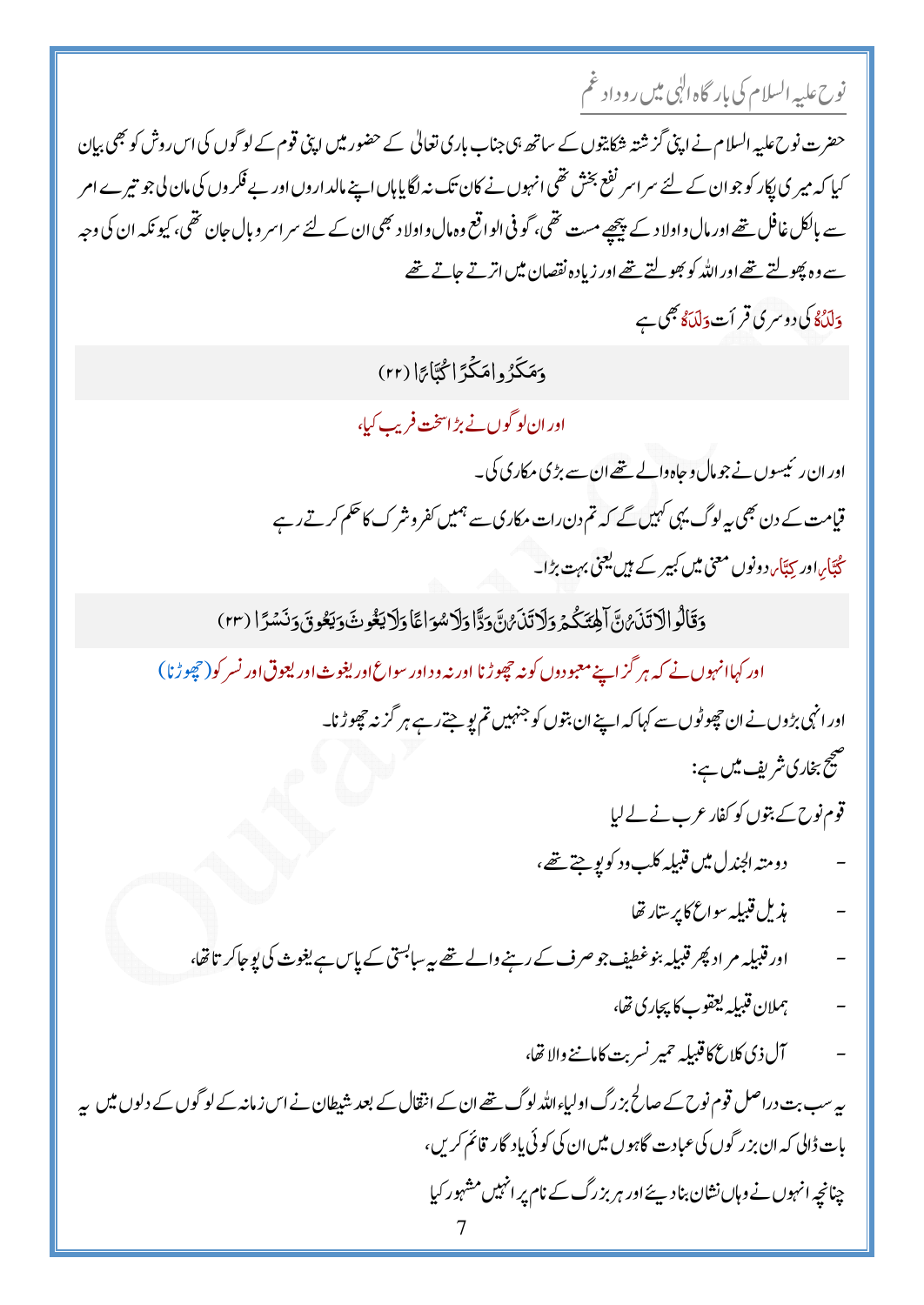## نوح علیہ السلام کی بارگاہ الٰہی میں روداد غم

حضرت نوح علیہ السلام نے اپنی گزشتہ شکایتوں کے ساتھ ہی جناب باری تعالیٰ کے حضور میں اپنی قوم کے لوگوں کی اس روش کو بھی بیان کیا کہ میری پکار کو جو ان کے لئے سراسر نفع بخش تھی انہوں نے کان تک نہ لگایا ہاں اپنے مالداروں اور بے فکروں کی مان لی جو تیرے امر سے بالکل غافل تھے اور مال واولاد کے پیچھے مست تھی، گو فی الواقع وہ مال واولاد بھی ان کے لئے سراسر وبال جان تھی، کیونکہ ان کی وجہ سے وہ پھولتے تھے اور اللہ کو بھولتے تھے اور زیادہ نقصان میں اترتے جاتے تھے

وَلَدُهُ کی دوسری قرأت وَلَدَهُ بھی ہے

وَمَكَرُوا مَكْرًا كُبَّارًا (۲۲)

اور ان لوگوں نے بڑا سخت فریب کیا،

اور ان رئیسوں نے جو مال وجاہ والے تھے ان سے بڑی مکاری کی۔

قیامت کے دن بھی یہ لوگ یہی کہیں گے کہ تم دن رات مکاری سے ہمیں کفر و شرک کا حکم کرتے رہے

کُبَّار اور کِبَّار دونوں معنی میں کبیر کے ہیں یعنی بہت بڑا۔

وَقَالُوا لَا تَذَرُنَّ آلِهَتَكُمْ وَلَا تَذَرُنَّ وَدًّا وَلَا سُوَاعًا وَلَا يَغُوثَ وَيَعُوقَ وَنَسْرًا (۲۳)

اور کہا انہوں نے کہ ہرگز اپنے معبودوں کو نہ چھوڑنا اور نہ ود اور سواع اور یغوث اور یعوق اور نسر کو (چھوڑنا)

اور انہی بڑوں نے ان چھوٹوں سے کہا کہ اپنے ان بتوں کو جنہیں تم پوجتے رہے ہرگز نہ چھوڑنا۔

صحیح بخاری شریف میں ہے:

قوم نوح کے بتوں کو کفار عرب نے لے لیا

- دومتہ الجندل میں قبیلہ کلب ود کو پوجتے تھے،
- ہذیل قبیلہ سواع کا پرستار تھا
- اور قبیلہ مراد پھر قبیلہ بنو غطیف جو صرف کے رہنے والے تھے یہ سبا بستی کے پاس ہے یغوث کی پوجا کرتا تھا،
- ہمدان قبیلہ یعقوب کا پجاری تھا،
- آل ذی کلاع کا قبیلہ حمیر نسر بت کا ماننے والا تھا،

یہ سب بت دراصل قوم نوح کے صالح بزرگ اولیاءاللہ لوگ تھے ان کے انتقال کے بعد شیطان نے اس زمانہ کے لوگوں کے دلوں میں یہ بات ڈالی کہ ان بزرگوں کی عبادت گاہوں میں ان کی کوئی یادگار قائم کریں،

چنانچہ انہوں نے وہاں نشان بنا دیئے اور ہر بزرگ کے نام پر انہیں مشہور کیا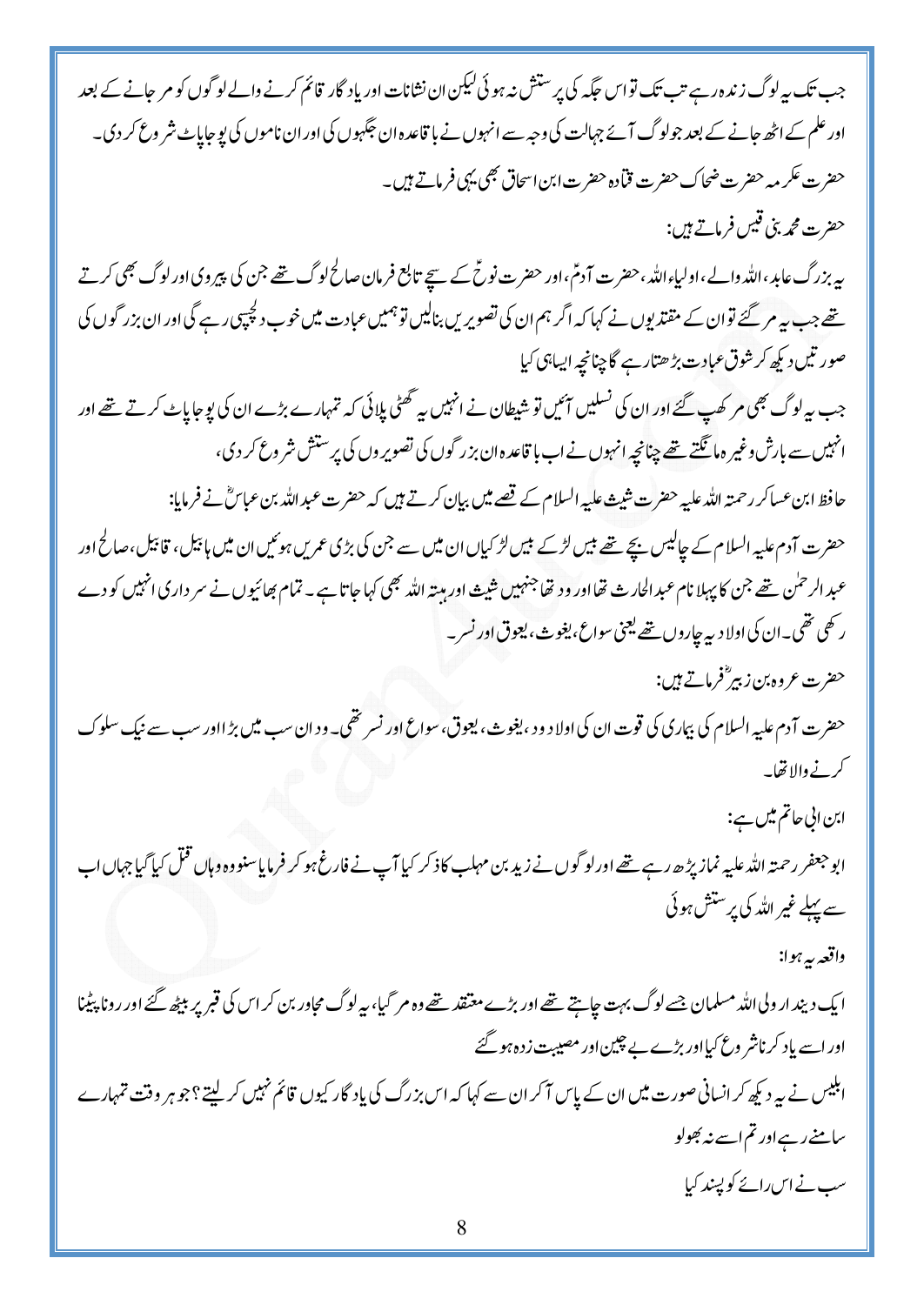جب تک یہ لوگ زندہ رہے تب تک تو اس جگہ کی پرستش نہ ہوئی لیکن ان نشانات اور یادگار قائم کرنے والے لوگوں کو مر جانے کے بعد اور علم کے اٹھ جانے کے بعد جو لوگ آئے جہالت کی وجہ سے انہوں نے باقاعدہ ان جگہوں کی اور ان ناموں کی پوجا پاٹ شروع کر دی۔

حضرت عکرمہ حضرت ضحاک حضرت قتادہ حضرت ابن اسحاق بھی یہی فرماتے ہیں۔

حضرت محمد بن قیس فرماتے ہیں:

یہ بزرگ عابد، اللہ والے، اولیاء اللہ، حضرت آدمؑ، اور حضرت نوحؑ کے سچے تابع فرمان صالح لوگ تھے جن کی پیروی اور لوگ بھی کرتے تھے جب یہ مر گئے تو ان کے مقتدیوں نے کہا کہ اگر ہم ان کی تصویریں بنالیں تو ہمیں عبادت میں خوب دلچسپی رہے گی اور ان بزرگوں کی صورتیں دیکھ کر شوق عبادت بڑھتا رہے گا چنانچہ ایسا ہی کیا

جب یہ لوگ بھی مر کھپ گئے اور ان کی نسلیں آئیں تو شیطان نے انہیں یہ گھٹی پلائی کہ تمہارے بڑے ان کی پوجا پاٹ کرتے تھے اور انہیں سے بارش وغیرہ مانگتے تھے چنانچہ انہوں نے اب باقاعدہ ان بزرگوں کی تصویروں کی پرستش شروع کر دی،

حافظ ابن عساکر رحمتہ اللہ علیہ حضرت شیث علیہ السلام کے قصے میں بیان کرتے ہیں کہ حضرت عبداللہ بن عباسؓ نے فرمایا:

حضرت آدم علیہ السلام کے چالیس بچے تھے بیس لڑکے بیس لڑکیاں ان میں سے جن کی بڑی عمریں ہوئیں ان میں ہابیل، قابیل، صالح اور عبدالرحمٰن تھے جن کا پہلا نام عبدالحارث تھا اور ود تھا جنہیں شیث اور ہبتہ اللہ بھی کہا جاتا ہے۔ تمام بھائیوں نے سرداری انہیں کو دے رکھی تھی۔ ان کی اولاد یہ چاروں تھے یعنی سواع، یغوث، یعوق اور نسر۔

حضرت عروہ بن زبیرؓ فرماتے ہیں:

حضرت آدم علیہ السلام کی بیماری کی قوت ان کی اولاد ود، یغوث، یعوق، سواع اور نسر تھی۔ ود ان سب میں بڑا اور سب سے نیک سلوک کرنے والا تھا۔

ابن ابی حاتم میں ہے:

ابو جعفر رحمتہ اللہ علیہ نماز پڑھ رہے تھے اور لوگوں نے زید بن مہلب کا ذکر کیا آپ نے فارغ ہو کر فرمایا سنو وہ وہاں قتل کیا گیا جہاں اب سے پہلے غیر اللہ کی پرستش ہوئی

واقعہ یہ ہوا:

ایک دیندار ولی اللہ مسلمان جسے لوگ بہت چاہتے تھے اور بڑے معتقد تھے وہ مر گیا، یہ لوگ مجاور بن کر اس کی قبر پر بیٹھ گئے اور رونا پیٹنا اور اسے یاد کرنا شروع کیا اور بڑے بے چین اور مصیبت زدہ ہو گئے

ابلیس نے یہ دیکھ کر انسانی صورت میں ان کے پاس آ کر ان سے کہا کہ اس بزرگ کی یادگار کیوں قائم نہیں کر لیتے؟ جو ہر وقت تمہارے سامنے رہے اور تم اسے نہ بھولو

سب نے اس رائے کو پسند کیا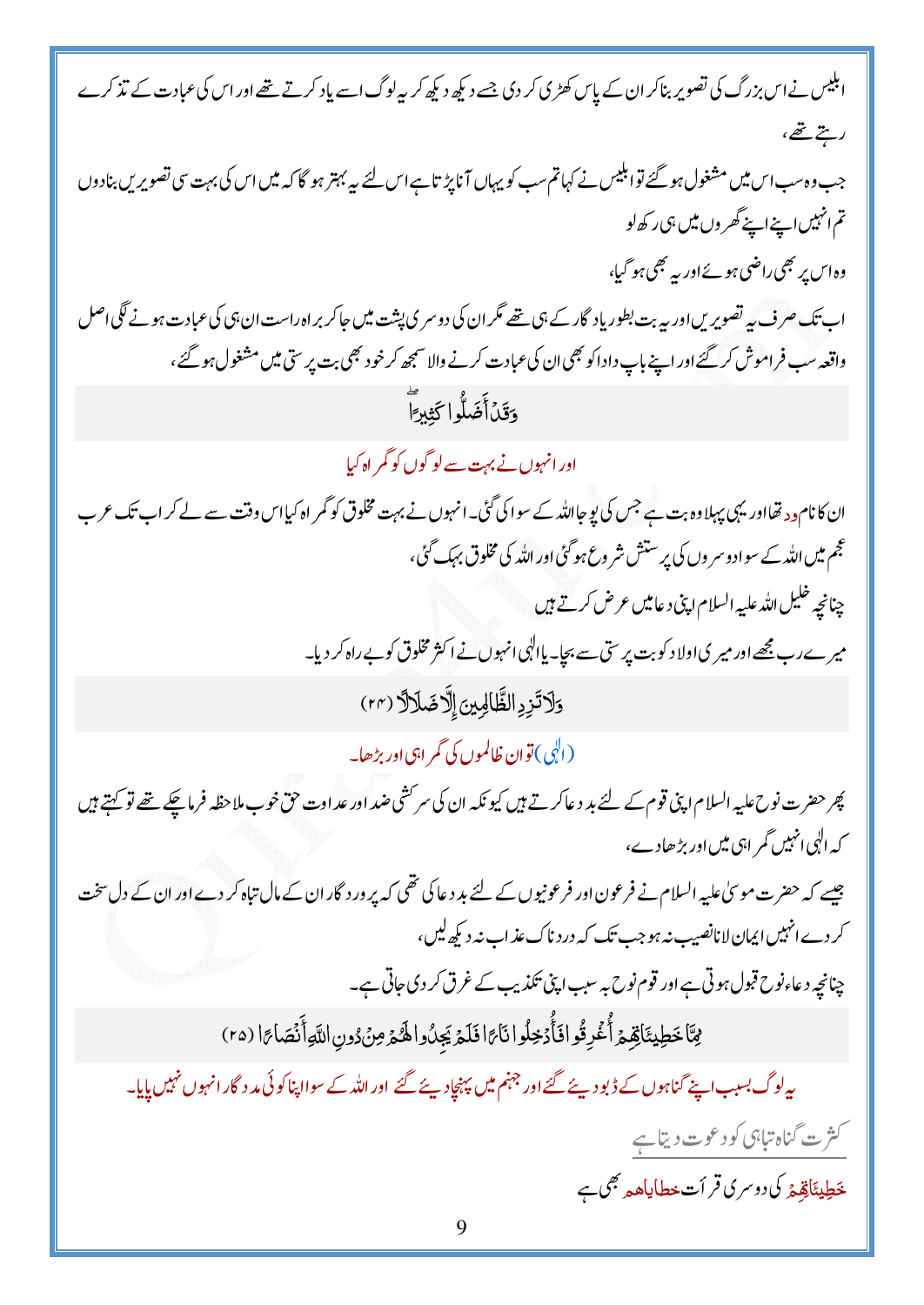ابلیس نے اس بزرگ کی تصویر بنا کر ان کے پاس کھڑی کر دی جسے دیکھ دیکھ کر یہ لوگ اسے یاد کرتے تھے اور اس کی عبادت کے تذکرے رہتے تھے،

جب وہ سب اس میں مشغول ہو گئے تو ابلیس نے کہا تم سب کو یہاں آنا پڑتا ہے اس لئے یہ بہتر ہو گا کہ میں اس کی بہت سی تصویریں بنا دوں تم انہیں اپنے اپنے گھروں میں ہی رکھ لو

وہ اس پر بھی راضی ہوئے اور یہ بھی ہو گیا،

اب تک صرف یہ تصویریں اور یہ بت بطور یادگار کے ہی تھے مگر ان کی دوسری پشت میں جا کر براہ راست ان ہی کی عبادت ہونے لگی اصل واقعہ سب فراموش کر گئے اور اپنے باپ دادا کو بھی ان کی عبادت کرنے والا سمجھ کر خود بھی بت پرستی میں مشغول ہو گئے،

وَقَدْ أَضَلُّوا كَثِيرًا

اور انہوں نے بہت سے لوگوں کو گمراہ کیا

ان کا نام ود تھا اور یہی پہلا وہ بت ہے جس کی پوجا اللہ کے سوا کی گئی۔ انہوں نے بہت مخلوق کو گمراہ کیا اس وقت سے لے کر اب تک عرب عجم میں اللہ کے سوا دوسروں کی پرستش شروع ہو گئی اور اللہ کی مخلوق بہک گئی،

چنانچہ خلیل اللہ علیہ السلام اپنی دعا میں عرض کرتے ہیں

میرے رب مجھے اور میری اولاد کو بت پرستی سے بچا۔ یاالٰہی انہوں نے اکثر مخلوق کو بے راہ کر دیا۔

وَلَا تَزِدِ الظَّالِمِينَ إِلَّا ضَلَالًا (٢٤)

(الٰہی) تو ان ظالموں کی گمراہی اور بڑھا۔

پھر حضرت نوح علیہ السلام اپنی قوم کے لئے بد دعا کرتے ہیں کیونکہ ان کی سرکشی ضد اور عداوت حق خوب ملاحظہ فرما چکے تھے تو کہتے ہیں کہ الٰہی انہیں گمراہی میں اور بڑھا دے،

جیسے کہ حضرت موسیٰ علیہ السلام نے فرعون اور فرعونیوں کے لئے بد دعا کی تھی کہ پروردگار ان کے مال تباہ کر دے اور ان کے دل سخت کر دے انہیں ایمان لانا نصیب نہ ہو جب تک کہ دردناک عذاب نہ دیکھ لیں،

چنانچہ دعاء نوح قبول ہوتی ہے اور قوم نوح بہ سبب اپنی تکذیب کے غرق کر دی جاتی ہے۔

مِمَّا خَطِيئَاتِهِمْ أُغْرِقُوا فَأُدْخِلُوا نَارًا فَلَمْ يَجِدُوا لَهُمْ مِنْ دُونِ اللَّهِ أَنْصَارًا (٢٥)

یہ لوگ بسبب اپنے گناہوں کے ڈبو دیئے گئے اور جہنم میں پہنچا دیئے گئے اور اللہ کے سوا اپنا کوئی مددگار انہوں نہیں پایا۔

کثرت گناہ تباہی کو دعوت دیتا ہے

خَطِيئَاتِهِمْ کی دوسری قرأت خطایاھم بھی ہے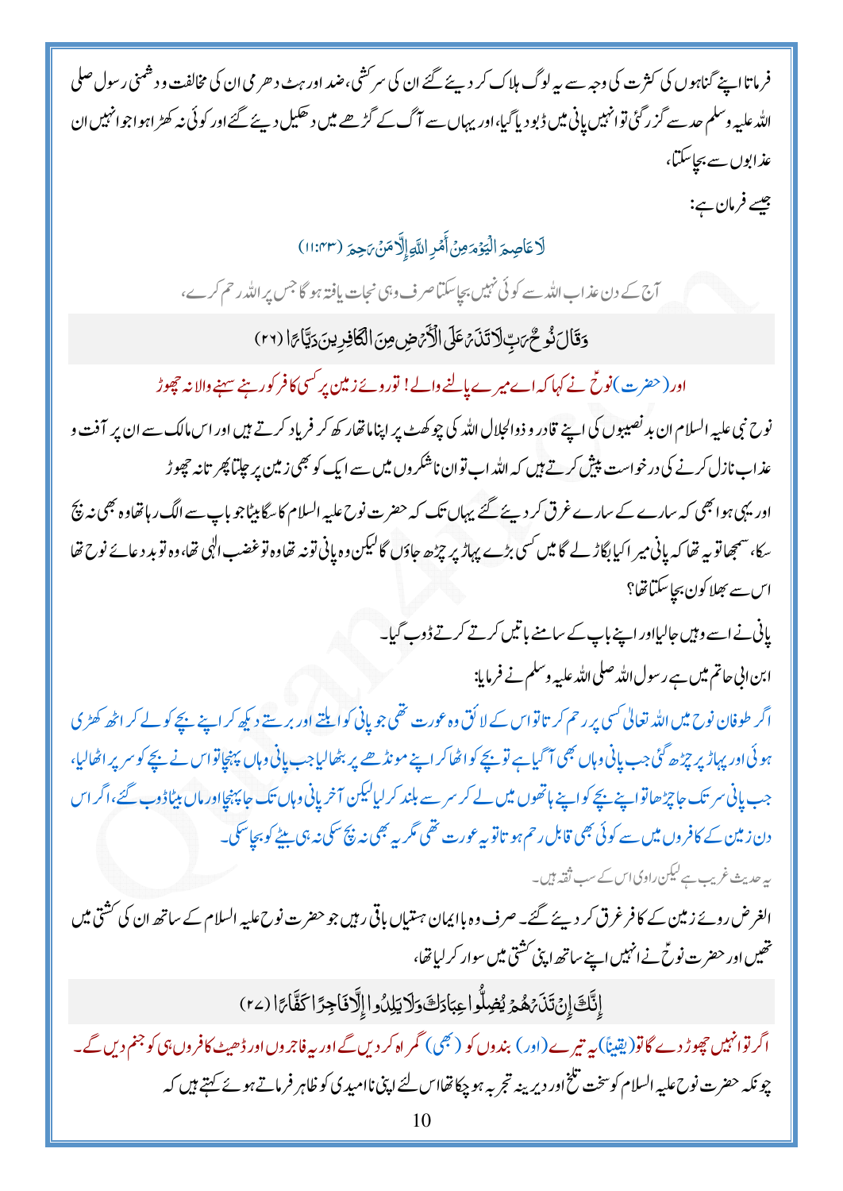فرماتا اپنے گناہوں کی کثرت کی وجہ سے یہ لوگ ہلاک کر دیئے گئے ان کی سر کشی، ضد اور ہٹ دھرمی ان کی مخالفت و دشمنی رسول صلی اللہ علیہ وسلم حد سے گزر گئی تو انہیں پانی میں ڈبو دیا گیا، اور یہاں سے آگ کے گڑھے میں دھکیل دیئے گئے اور کوئی نہ کھڑا ہوا جو انہیں ان عذابوں سے بچا سکتا،

جیسے فرمان ہے:

لَا عَاصِمَ الْيَوْمَ مِنْ أَمْرِ اللَّهِ إِلَّا مَنْ رَحِمَ (۱۱:۴۳)

آج کے دن عذاب اللہ سے کوئی نہیں بچا سکتا صرف وہی نجات یافتہ ہو گا جس پر اللہ رحم کرے،

وَقَالَ نُوحٌ رَبِّ لَا تَذَرْ عَلَى الْأَرْضِ مِنَ الْكَافِرِينَ دَيَّارًا (۲۶)

اور (حضرت) نوحؑ نے کہا کہ اے میرے پالنے والے! تو روئے زمین پر کسی کافر کو رہنے سہنے والا نہ چھوڑ

نوح نبی علیہ السلام ان بدنصیبوں کی اپنے قادر و ذوالجلال اللہ کی چوکھٹ پر اپنا ماتھا رکھ کر فریاد کرتے ہیں اور اس مالک سے ان پر آفت و عذاب نازل کرنے کی درخواست پیش کرتے ہیں کہ اللہ اب تو ان ناشکروں میں سے ایک کو بھی زمین پر چلتا پھرتا نہ چھوڑ

اور یہی ہوا بھی کہ سارے کے سارے غرق کر دیئے گئے یہاں تک کہ حضرت نوح علیہ السلام کا سگا بیٹا جو باپ سے الگ رہا تھا وہ بھی نہ بچ سکا، سمجھا تو یہ تھا کہ پانی میرا کیا بگاڑ لے گا میں کسی بڑے پہاڑ پر چڑھ جاؤں گا لیکن وہ پانی تو نہ تھا وہ تو غضب الٰہی تھا، وہ تو بددعائے نوح تھا اس سے بھلا کون بچا سکتا تھا؟

پانی نے اسے وہیں جا لیا اور اپنے باپ کے سامنے باتیں کرتے کرتے ڈوب گیا۔

ابن ابی حاتم میں ہے رسول اللہ صلی اللہ علیہ وسلم نے فرمایا:

اگر طوفان نوح میں اللہ تعالیٰ کسی پر رحم کرتا تو اس کے لائق وہ عورت تھی جو پانی کو ابلتے اور بڑھتے دیکھ کر اپنے بچے کو لے کر اٹھ کھڑی ہوئی اور پہاڑ پر چڑھ گئی جب پانی وہاں بھی آ گیا ہے تو بچے کو اٹھا کر اپنے مونڈھے پر بٹھا لیا جب پانی وہاں پہنچا تو اس نے بچے کو سر پر اٹھا لیا، جب پانی سر تک جا چڑھا تو اپنے بچے کو اپنے ہاتھوں میں لے کر سر سے بلند کر لیا لیکن آخر پانی وہاں تک جا پہنچا اور ماں بیٹا ڈوب گئے، اگر اس دن زمین کے کافروں میں سے کوئی بھی قابل رحم ہو تا تو یہ عورت تھی مگر یہ بھی نہ بچ سکی نہ ہی بیٹے کو بچا سکی۔

یہ حدیث غریب ہے لیکن راوی اس کے سب ثقہ ہیں۔

الغرض روئے زمین کے کافر غرق کر دیئے گئے۔ صرف وہ باایمان ہستیاں باقی رہیں جو حضرت نوح علیہ السلام کے ساتھ ان کی کشتی میں تھیں اور حضرت نوحؑ نے انہیں اپنے ساتھ اپنی کشتی میں سوار کر لیا تھا،

إِنَّكَ إِنْ تَذَرْهُمْ يُضِلُّوا عِبَادَكَ وَلَا يَلِدُوا إِلَّا فَاجِرًا كَفَّارًا (۲۷)

اگر تو انہیں چھوڑ دے گا تو (یقیناً) یہ تیرے (اور) بندوں کو (بھی) گمراہ کر دیں گے اور یہ فاجروں اور ڈھیٹ کافروں ہی کو جنم دیں گے۔

چونکہ حضرت نوح علیہ السلام کو سخت تلخ اور دیرینہ تجربہ ہو چکا تھا اس لئے اپنی ناامیدی کو ظاہر فرماتے ہوئے کہتے ہیں کہ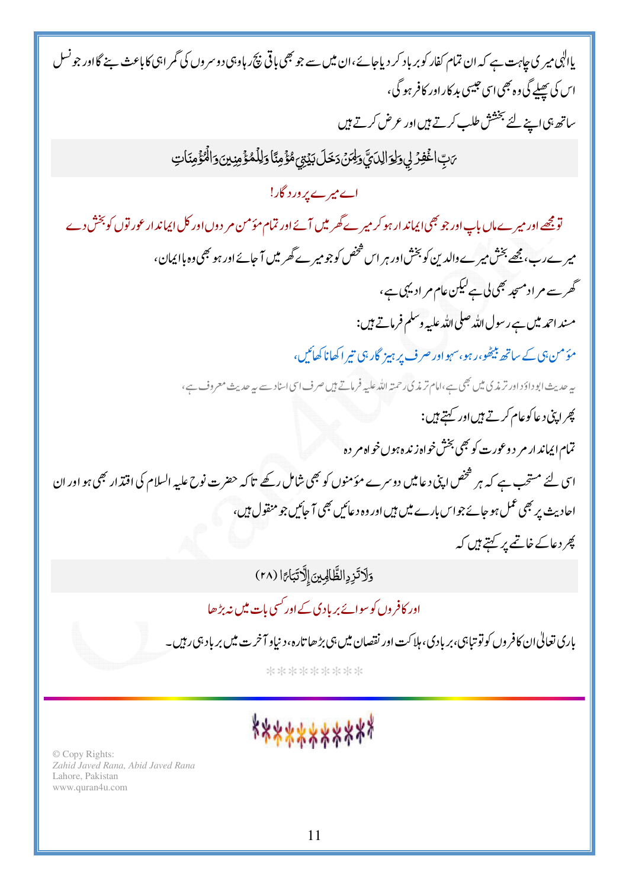یاالٰہی میری چاہت ہے کہ ان تمام کفار کو برباد کر دیا جائے، ان میں سے جو بھی باقی بچ رہا وہی دوسروں کی گمراہی کا باعث بنے گا اور جو نسل اس کی پھیلے گی وہ بھی اسی جیسی بدکار اور کافر ہو گی،

ساتھ ہی اپنے لئے بخشش طلب کرتے ہیں اور عرض کرتے ہیں

رَبِّ اغْفِرْ لِي وَلِوَالِدَيَّ وَلِمَنْ دَخَلَ بَيْتِيَ مُؤْمِنًا وَلِلْمُؤْمِنِينَ وَالْمُؤْمِنَاتِ

اے میرے پروردگار!

تو مجھے اور میرے ماں باپ اور جو بھی ایماندار ہو کر میرے گھر میں آئے اور تمام مؤمن مردوں اور کل ایماندار عورتوں کو بخش دے

میرے رب، مجھے بخش میرے والدین کو بخش اور ہر اس شخص کو جو میرے گھر میں آ جائے اور ہو بھی وہ باایمان،

گھر سے مراد مسجد بھی لی ہے لیکن عام مراد یہی ہے،

مسند احمد میں ہے رسول اللہ صلی اللہ علیہ وسلم فرماتے ہیں:

مؤمن ہی کے ساتھ بیٹھو، رہو، سہو اور صرف پرہیز گار ہی تیرا کھانا کھائیں،

یہ حدیث ابوداؤد اور ترمذی میں بھی ہے، امام ترمذی رحمتہ اللہ علیہ فرماتے ہیں صرف اسی اسناد سے یہ حدیث معروف ہے،

پھر اپنی دعا کو عام کرتے ہیں اور کہتے ہیں:

تمام ایماندار مرد وعورت کو بھی بخش خواہ زندہ ہوں خواہ مردہ

اسی لئے مستحب ہے کہ ہر شخص اپنی دعا میں دوسرے مؤمنوں کو بھی شامل رکھے تاکہ حضرت نوح علیہ السلام کی اقتدار بھی ہو اور ان احادیث پر بھی عمل ہو جائے جو اس بارے میں ہیں اور وہ دعائیں بھی آ جائیں جو منقول ہیں،

پھر دعا کے خاتمے پر کہتے ہیں کہ

وَلَا تَزِدِ الظَّالِمِينَ إِلَّا تَبَارًا (٢٨)

اور کافروں کو سوائے بربادی کے اور کسی بات میں نہ بڑھا

باری تعالیٰ ان کافروں کو تو تباہی، بربادی، ہلاکت اور نقصان میں ہی بڑھاتا رہ، دنیا و آخرت میں برباد ہی رہیں۔

*********

© Copy Rights:
*Zahid Javed Rana, Abid Javed Rana*
Lahore, Pakistan
www.quran4u.com